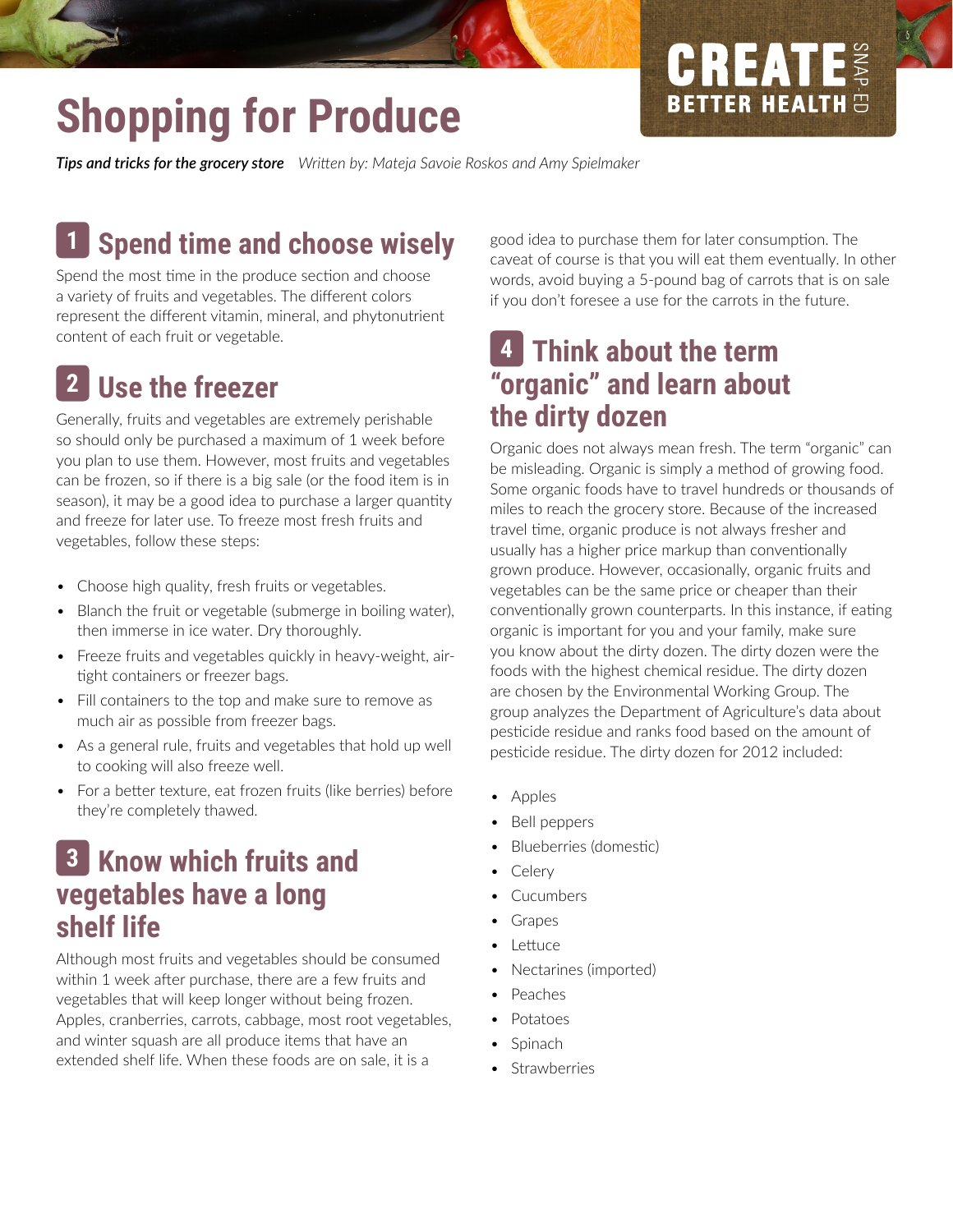# Shopping for Produce

***Tips and tricks for the grocery store*** *Written by: Mateja Savoie Roskos and Amy Spielmaker*

CREATE BETTER HEALTH SNAP-ED

## 1 Spend time and choose wisely

Spend the most time in the produce section and choose a variety of fruits and vegetables. The different colors represent the different vitamin, mineral, and phytonutrient content of each fruit or vegetable.

## 2 Use the freezer

Generally, fruits and vegetables are extremely perishable so should only be purchased a maximum of 1 week before you plan to use them. However, most fruits and vegetables can be frozen, so if there is a big sale (or the food item is in season), it may be a good idea to purchase a larger quantity and freeze for later use. To freeze most fresh fruits and vegetables, follow these steps:

- Choose high quality, fresh fruits or vegetables.
- Blanch the fruit or vegetable (submerge in boiling water), then immerse in ice water. Dry thoroughly.
- Freeze fruits and vegetables quickly in heavy-weight, air-tight containers or freezer bags.
- Fill containers to the top and make sure to remove as much air as possible from freezer bags.
- As a general rule, fruits and vegetables that hold up well to cooking will also freeze well.
- For a better texture, eat frozen fruits (like berries) before they're completely thawed.

## 3 Know which fruits and vegetables have a long shelf life

Although most fruits and vegetables should be consumed within 1 week after purchase, there are a few fruits and vegetables that will keep longer without being frozen. Apples, cranberries, carrots, cabbage, most root vegetables, and winter squash are all produce items that have an extended shelf life. When these foods are on sale, it is a good idea to purchase them for later consumption. The caveat of course is that you will eat them eventually. In other words, avoid buying a 5-pound bag of carrots that is on sale if you don't foresee a use for the carrots in the future.

## 4 Think about the term "organic" and learn about the dirty dozen

Organic does not always mean fresh. The term "organic" can be misleading. Organic is simply a method of growing food. Some organic foods have to travel hundreds or thousands of miles to reach the grocery store. Because of the increased travel time, organic produce is not always fresher and usually has a higher price markup than conventionally grown produce. However, occasionally, organic fruits and vegetables can be the same price or cheaper than their conventionally grown counterparts. In this instance, if eating organic is important for you and your family, make sure you know about the dirty dozen. The dirty dozen were the foods with the highest chemical residue. The dirty dozen are chosen by the Environmental Working Group. The group analyzes the Department of Agriculture's data about pesticide residue and ranks food based on the amount of pesticide residue. The dirty dozen for 2012 included:

- Apples
- Bell peppers
- Blueberries (domestic)
- Celery
- Cucumbers
- Grapes
- Lettuce
- Nectarines (imported)
- Peaches
- Potatoes
- Spinach
- Strawberries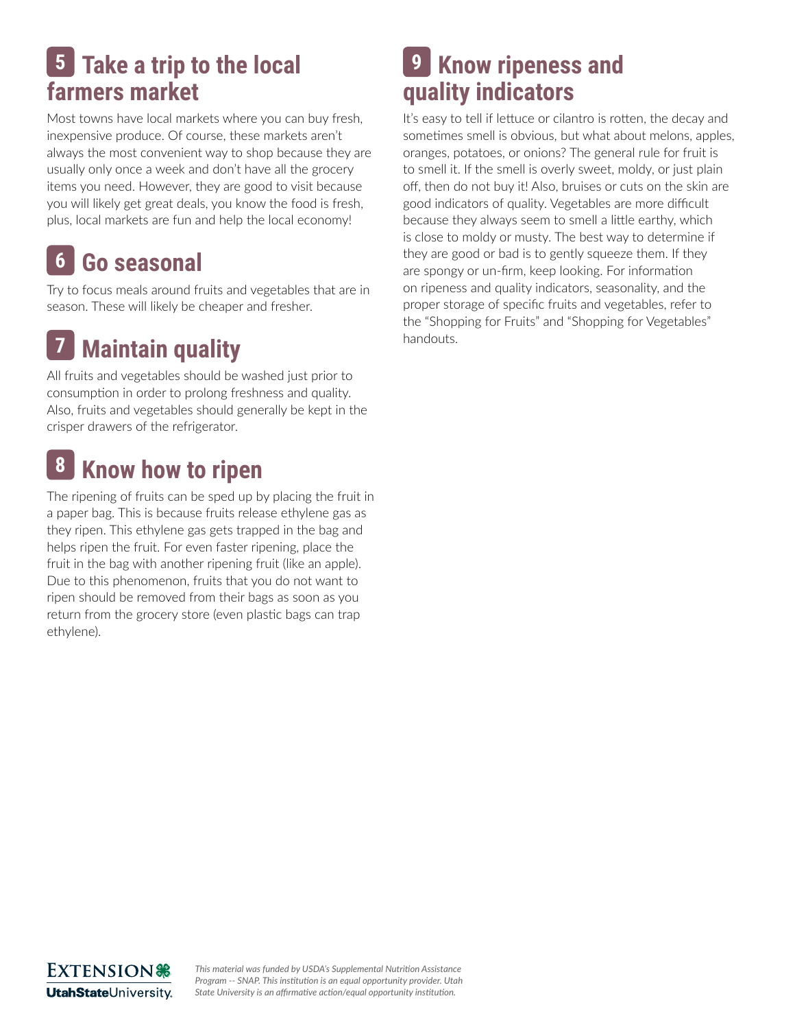## 5 Take a trip to the local farmers market

Most towns have local markets where you can buy fresh, inexpensive produce. Of course, these markets aren't always the most convenient way to shop because they are usually only once a week and don't have all the grocery items you need. However, they are good to visit because you will likely get great deals, you know the food is fresh, plus, local markets are fun and help the local economy!

## 6 Go seasonal

Try to focus meals around fruits and vegetables that are in season. These will likely be cheaper and fresher.

## 7 Maintain quality

All fruits and vegetables should be washed just prior to consumption in order to prolong freshness and quality. Also, fruits and vegetables should generally be kept in the crisper drawers of the refrigerator.

## 8 Know how to ripen

The ripening of fruits can be sped up by placing the fruit in a paper bag. This is because fruits release ethylene gas as they ripen. This ethylene gas gets trapped in the bag and helps ripen the fruit. For even faster ripening, place the fruit in the bag with another ripening fruit (like an apple). Due to this phenomenon, fruits that you do not want to ripen should be removed from their bags as soon as you return from the grocery store (even plastic bags can trap ethylene).

## 9 Know ripeness and quality indicators

It's easy to tell if lettuce or cilantro is rotten, the decay and sometimes smell is obvious, but what about melons, apples, oranges, potatoes, or onions? The general rule for fruit is to smell it. If the smell is overly sweet, moldy, or just plain off, then do not buy it! Also, bruises or cuts on the skin are good indicators of quality. Vegetables are more difficult because they always seem to smell a little earthy, which is close to moldy or musty. The best way to determine if they are good or bad is to gently squeeze them. If they are spongy or un-firm, keep looking. For information on ripeness and quality indicators, seasonality, and the proper storage of specific fruits and vegetables, refer to the "Shopping for Fruits" and "Shopping for Vegetables" handouts.

EXTENSION
UtahStateUniversity.

*This material was funded by USDA's Supplemental Nutrition Assistance Program -- SNAP. This institution is an equal opportunity provider. Utah State University is an affirmative action/equal opportunity institution.*